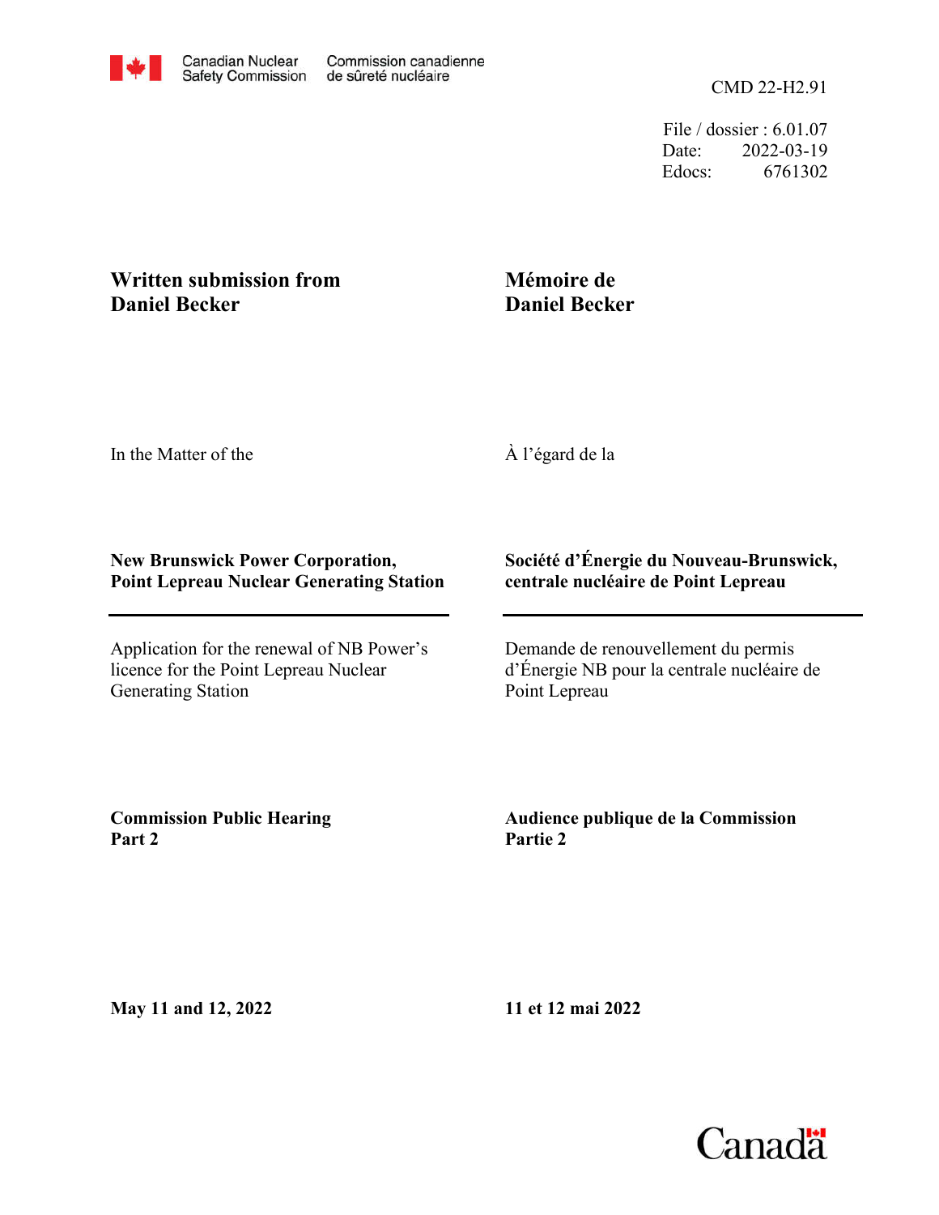Canadian Nuclear Safety Commission | Commission canadienne de sûreté nucléaire

CMD 22-H2.91

File / dossier : 6.01.07
Date: 2022-03-19
Edocs: 6761302

**Written submission from Daniel Becker**

**Mémoire de Daniel Becker**

In the Matter of the

À l'égard de la

**New Brunswick Power Corporation, Point Lepreau Nuclear Generating Station**

**Société d'Énergie du Nouveau-Brunswick, centrale nucléaire de Point Lepreau**

Application for the renewal of NB Power's licence for the Point Lepreau Nuclear Generating Station

Demande de renouvellement du permis d'Énergie NB pour la centrale nucléaire de Point Lepreau

**Commission Public Hearing Part 2**

**Audience publique de la Commission Partie 2**

**May 11 and 12, 2022**

**11 et 12 mai 2022**

Canada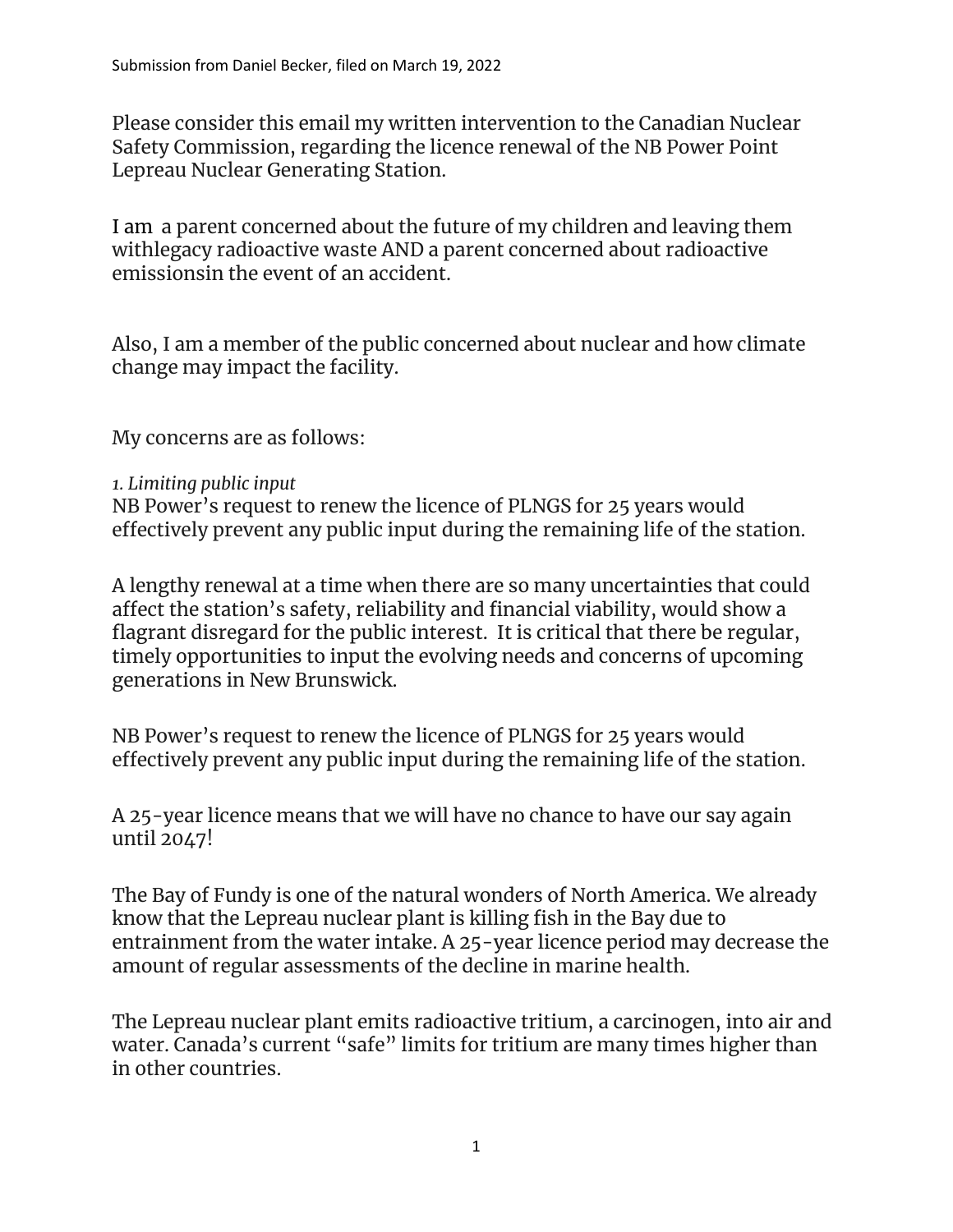Submission from Daniel Becker, filed on March 19, 2022

Please consider this email my written intervention to the Canadian Nuclear Safety Commission, regarding the licence renewal of the NB Power Point Lepreau Nuclear Generating Station.

I am a parent concerned about the future of my children and leaving them withlegacy radioactive waste AND a parent concerned about radioactive emissionsin the event of an accident.

Also, I am a member of the public concerned about nuclear and how climate change may impact the facility.

My concerns are as follows:

*1. Limiting public input*

NB Power's request to renew the licence of PLNGS for 25 years would effectively prevent any public input during the remaining life of the station.

A lengthy renewal at a time when there are so many uncertainties that could affect the station's safety, reliability and financial viability, would show a flagrant disregard for the public interest. It is critical that there be regular, timely opportunities to input the evolving needs and concerns of upcoming generations in New Brunswick.

NB Power's request to renew the licence of PLNGS for 25 years would effectively prevent any public input during the remaining life of the station.

A 25-year licence means that we will have no chance to have our say again until 2047!

The Bay of Fundy is one of the natural wonders of North America. We already know that the Lepreau nuclear plant is killing fish in the Bay due to entrainment from the water intake. A 25-year licence period may decrease the amount of regular assessments of the decline in marine health.

The Lepreau nuclear plant emits radioactive tritium, a carcinogen, into air and water. Canada's current "safe" limits for tritium are many times higher than in other countries.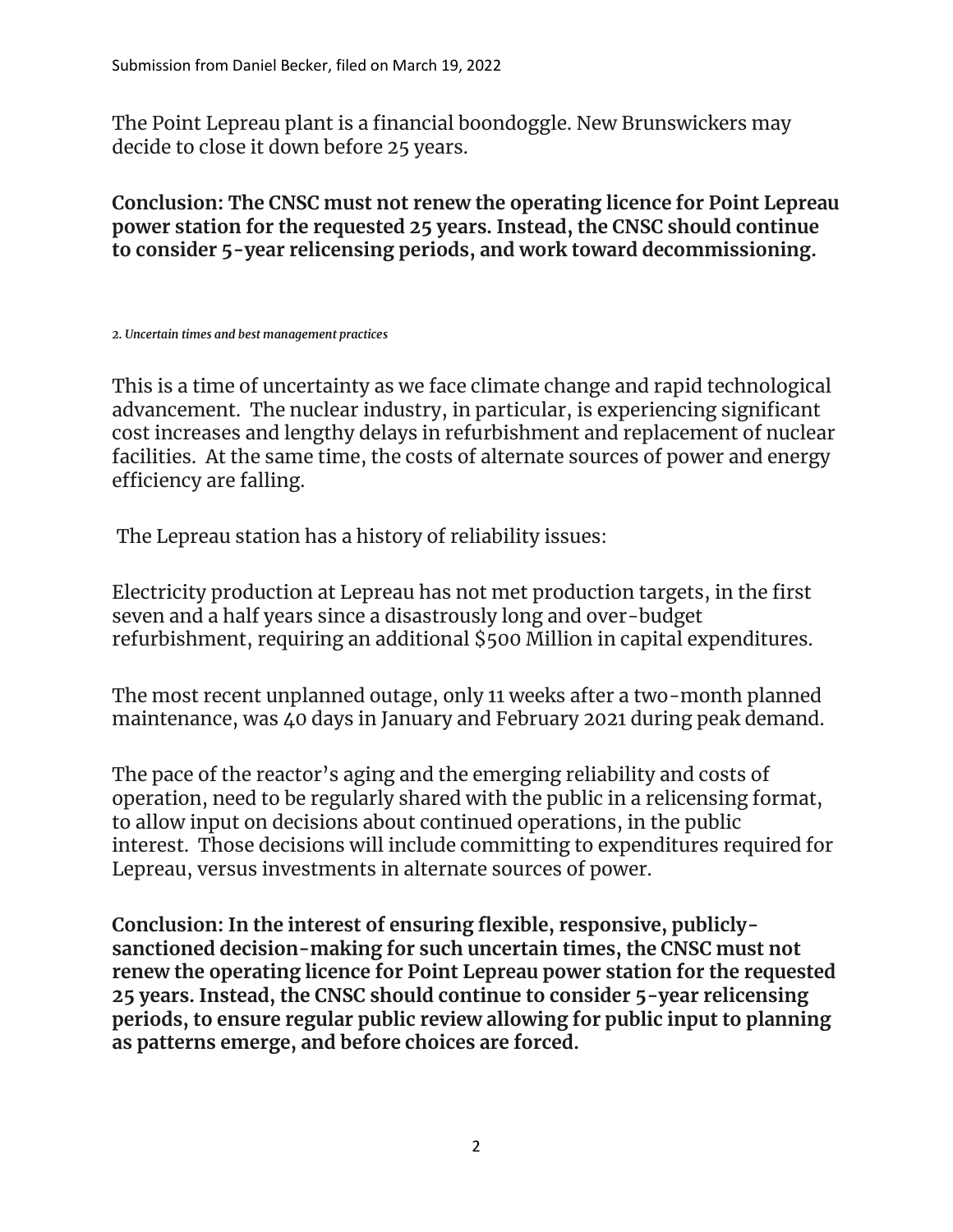The Point Lepreau plant is a financial boondoggle. New Brunswickers may decide to close it down before 25 years.

**Conclusion: The CNSC must not renew the operating licence for Point Lepreau power station for the requested 25 years. Instead, the CNSC should continue to consider 5-year relicensing periods, and work toward decommissioning.**

### *2. Uncertain times and best management practices*

This is a time of uncertainty as we face climate change and rapid technological advancement. The nuclear industry, in particular, is experiencing significant cost increases and lengthy delays in refurbishment and replacement of nuclear facilities. At the same time, the costs of alternate sources of power and energy efficiency are falling.

The Lepreau station has a history of reliability issues:

Electricity production at Lepreau has not met production targets, in the first seven and a half years since a disastrously long and over-budget refurbishment, requiring an additional $500 Million in capital expenditures.

The most recent unplanned outage, only 11 weeks after a two-month planned maintenance, was 40 days in January and February 2021 during peak demand.

The pace of the reactor's aging and the emerging reliability and costs of operation, need to be regularly shared with the public in a relicensing format, to allow input on decisions about continued operations, in the public interest. Those decisions will include committing to expenditures required for Lepreau, versus investments in alternate sources of power.

**Conclusion: In the interest of ensuring flexible, responsive, publicly-sanctioned decision-making for such uncertain times, the CNSC must not renew the operating licence for Point Lepreau power station for the requested 25 years. Instead, the CNSC should continue to consider 5-year relicensing periods, to ensure regular public review allowing for public input to planning as patterns emerge, and before choices are forced.**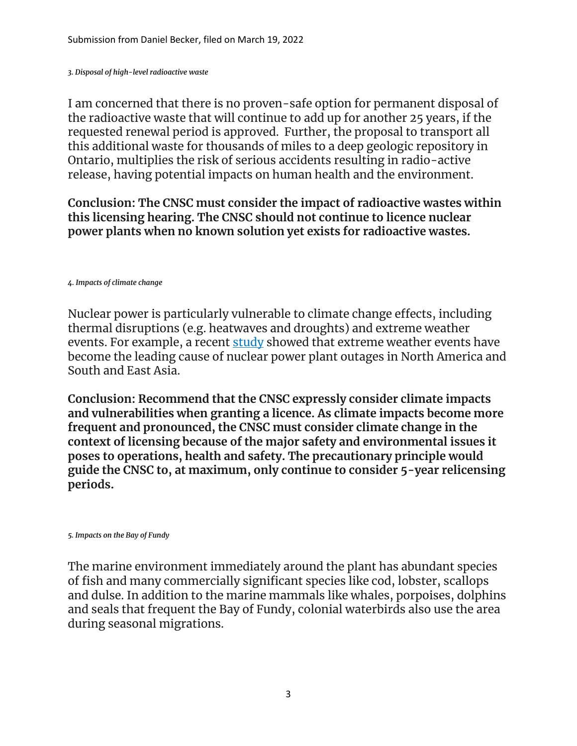Submission from Daniel Becker, filed on March 19, 2022

*3. Disposal of high-level radioactive waste*

I am concerned that there is no proven-safe option for permanent disposal of the radioactive waste that will continue to add up for another 25 years, if the requested renewal period is approved. Further, the proposal to transport all this additional waste for thousands of miles to a deep geologic repository in Ontario, multiplies the risk of serious accidents resulting in radio-active release, having potential impacts on human health and the environment.

**Conclusion: The CNSC must consider the impact of radioactive wastes within this licensing hearing. The CNSC should not continue to licence nuclear power plants when no known solution yet exists for radioactive wastes.**

*4. Impacts of climate change*

Nuclear power is particularly vulnerable to climate change effects, including thermal disruptions (e.g. heatwaves and droughts) and extreme weather events. For example, a recent study showed that extreme weather events have become the leading cause of nuclear power plant outages in North America and South and East Asia.

**Conclusion: Recommend that the CNSC expressly consider climate impacts and vulnerabilities when granting a licence. As climate impacts become more frequent and pronounced, the CNSC must consider climate change in the context of licensing because of the major safety and environmental issues it poses to operations, health and safety. The precautionary principle would guide the CNSC to, at maximum, only continue to consider 5-year relicensing periods.**

*5. Impacts on the Bay of Fundy*

The marine environment immediately around the plant has abundant species of fish and many commercially significant species like cod, lobster, scallops and dulse. In addition to the marine mammals like whales, porpoises, dolphins and seals that frequent the Bay of Fundy, colonial waterbirds also use the area during seasonal migrations.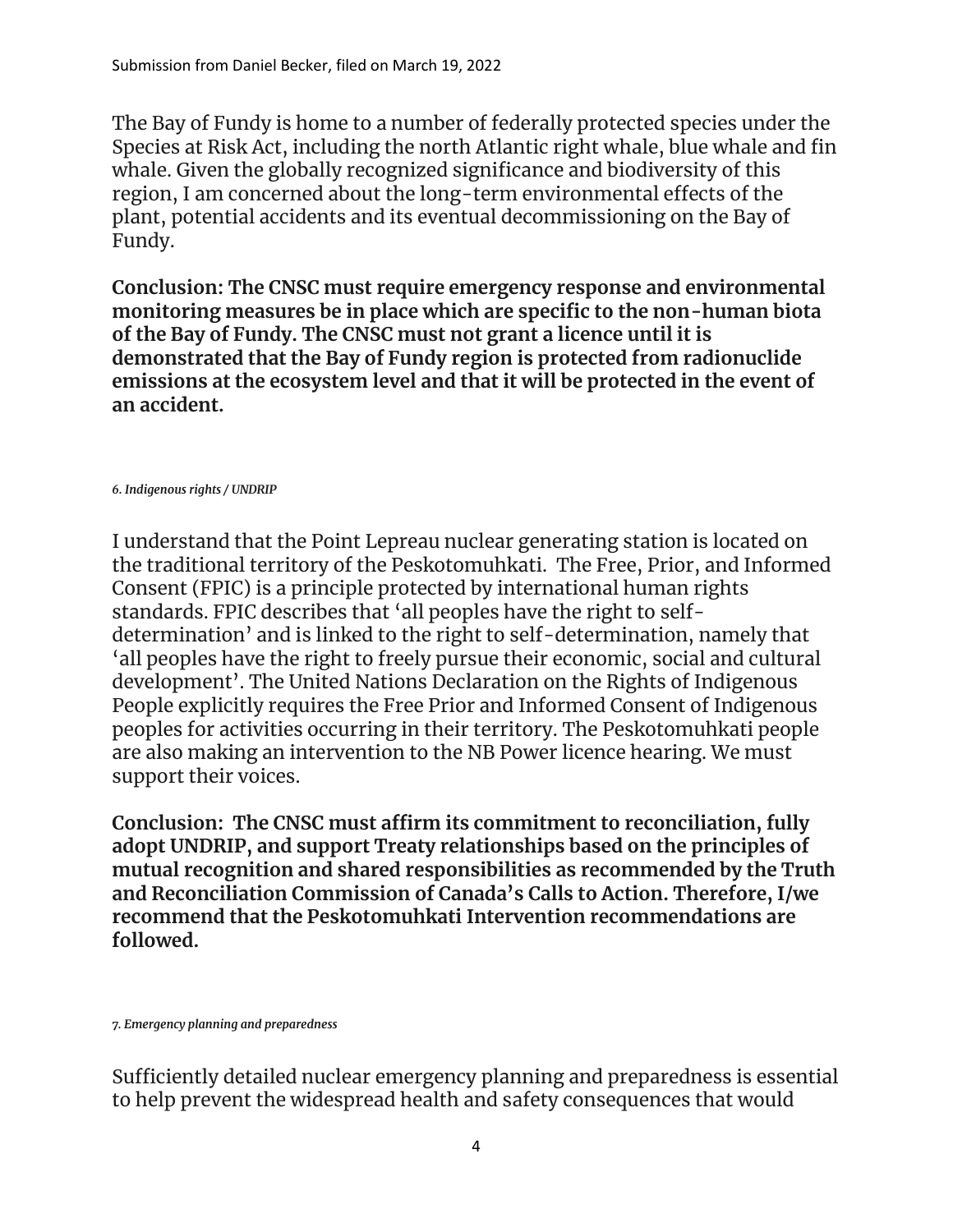The Bay of Fundy is home to a number of federally protected species under the Species at Risk Act, including the north Atlantic right whale, blue whale and fin whale. Given the globally recognized significance and biodiversity of this region, I am concerned about the long-term environmental effects of the plant, potential accidents and its eventual decommissioning on the Bay of Fundy.

**Conclusion: The CNSC must require emergency response and environmental monitoring measures be in place which are specific to the non-human biota of the Bay of Fundy. The CNSC must not grant a licence until it is demonstrated that the Bay of Fundy region is protected from radionuclide emissions at the ecosystem level and that it will be protected in the event of an accident.**

###### *6. Indigenous rights / UNDRIP*

I understand that the Point Lepreau nuclear generating station is located on the traditional territory of the Peskotomuhkati. The Free, Prior, and Informed Consent (FPIC) is a principle protected by international human rights standards. FPIC describes that 'all peoples have the right to self-determination' and is linked to the right to self-determination, namely that 'all peoples have the right to freely pursue their economic, social and cultural development'. The United Nations Declaration on the Rights of Indigenous People explicitly requires the Free Prior and Informed Consent of Indigenous peoples for activities occurring in their territory. The Peskotomuhkati people are also making an intervention to the NB Power licence hearing. We must support their voices.

**Conclusion: The CNSC must affirm its commitment to reconciliation, fully adopt UNDRIP, and support Treaty relationships based on the principles of mutual recognition and shared responsibilities as recommended by the Truth and Reconciliation Commission of Canada's Calls to Action. Therefore, I/we recommend that the Peskotomuhkati Intervention recommendations are followed.**

###### *7. Emergency planning and preparedness*

Sufficiently detailed nuclear emergency planning and preparedness is essential to help prevent the widespread health and safety consequences that would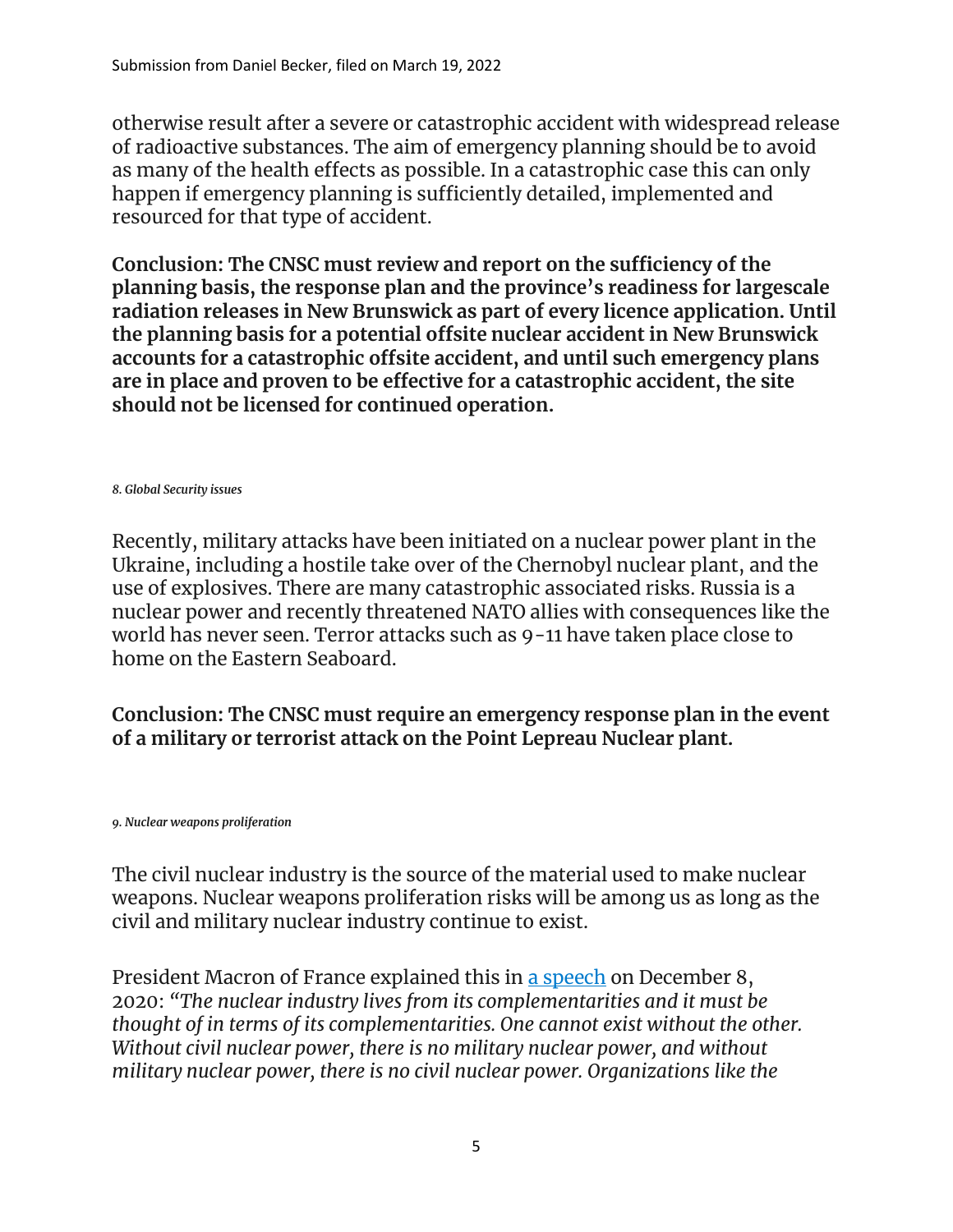otherwise result after a severe or catastrophic accident with widespread release of radioactive substances. The aim of emergency planning should be to avoid as many of the health effects as possible. In a catastrophic case this can only happen if emergency planning is sufficiently detailed, implemented and resourced for that type of accident.

**Conclusion: The CNSC must review and report on the sufficiency of the planning basis, the response plan and the province's readiness for largescale radiation releases in New Brunswick as part of every licence application. Until the planning basis for a potential offsite nuclear accident in New Brunswick accounts for a catastrophic offsite accident, and until such emergency plans are in place and proven to be effective for a catastrophic accident, the site should not be licensed for continued operation.**

***8. Global Security issues***

Recently, military attacks have been initiated on a nuclear power plant in the Ukraine, including a hostile take over of the Chernobyl nuclear plant, and the use of explosives. There are many catastrophic associated risks. Russia is a nuclear power and recently threatened NATO allies with consequences like the world has never seen. Terror attacks such as 9-11 have taken place close to home on the Eastern Seaboard.

**Conclusion: The CNSC must require an emergency response plan in the event of a military or terrorist attack on the Point Lepreau Nuclear plant.**

***9. Nuclear weapons proliferation***

The civil nuclear industry is the source of the material used to make nuclear weapons. Nuclear weapons proliferation risks will be among us as long as the civil and military nuclear industry continue to exist.

President Macron of France explained this in [a speech] on December 8, 2020: *"The nuclear industry lives from its complementarities and it must be thought of in terms of its complementarities. One cannot exist without the other. Without civil nuclear power, there is no military nuclear power, and without military nuclear power, there is no civil nuclear power. Organizations like the*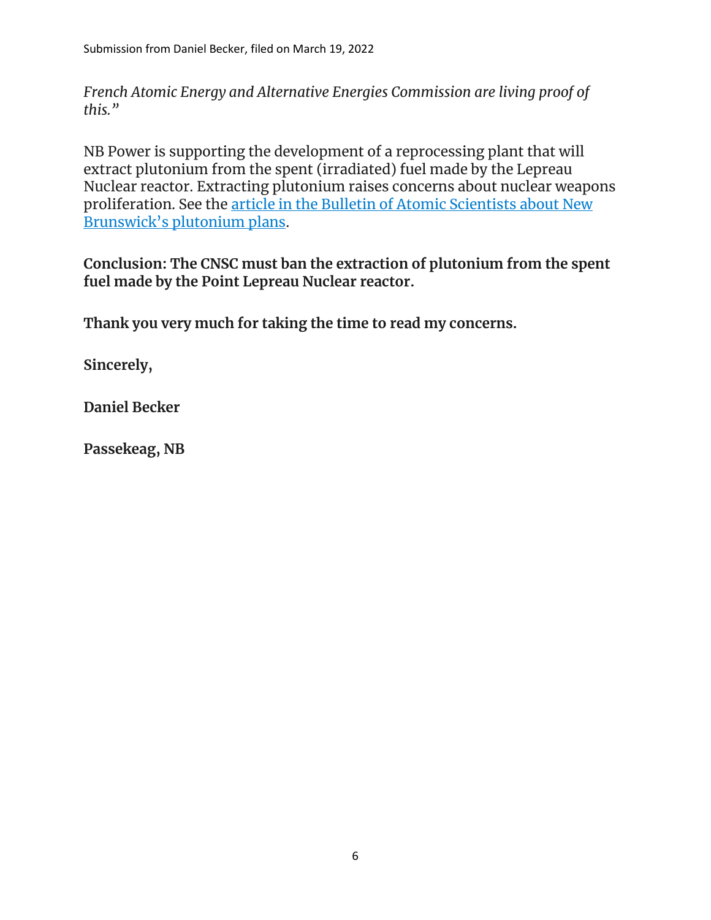*French Atomic Energy and Alternative Energies Commission are living proof of this."*

NB Power is supporting the development of a reprocessing plant that will extract plutonium from the spent (irradiated) fuel made by the Lepreau Nuclear reactor. Extracting plutonium raises concerns about nuclear weapons proliferation. See the [article in the Bulletin of Atomic Scientists about New Brunswick's plutonium plans]().

**Conclusion: The CNSC must ban the extraction of plutonium from the spent fuel made by the Point Lepreau Nuclear reactor.**

**Thank you very much for taking the time to read my concerns.**

**Sincerely,**

**Daniel Becker**

**Passekeag, NB**